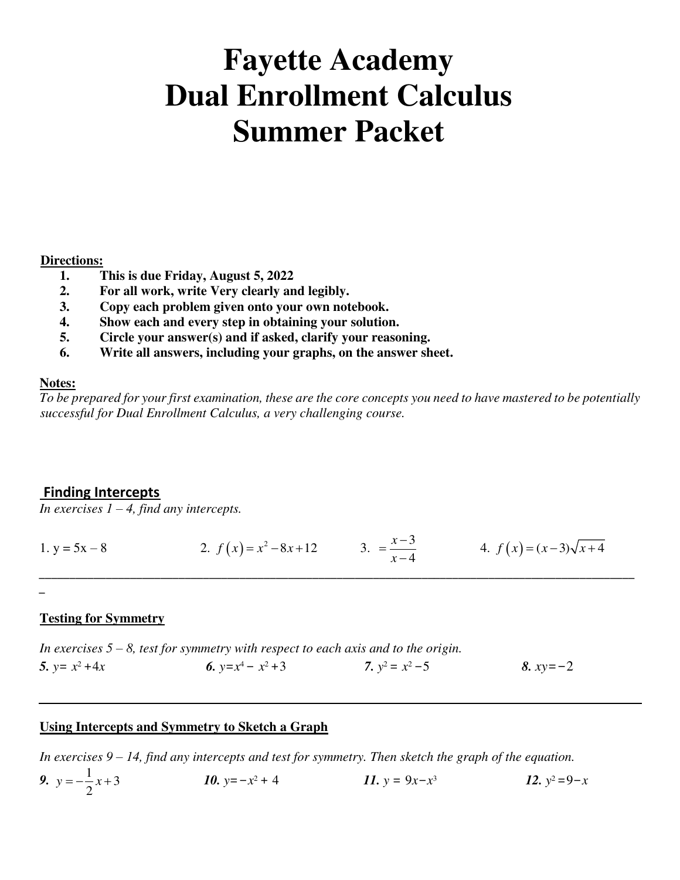# Fayette Academy
# Dual Enrollment Calculus
# Summer Packet

**Directions:**

1. **This is due Friday, August 5, 2022**
2. **For all work, write Very clearly and legibly.**
3. **Copy each problem given onto your own notebook.**
4. **Show each and every step in obtaining your solution.**
5. **Circle your answer(s) and if asked, clarify your reasoning.**
6. **Write all answers, including your graphs, on the answer sheet.**

**Notes:**

*To be prepared for your first examination, these are the core concepts you need to have mastered to be potentially successful for Dual Enrollment Calculus, a very challenging course.*

## Finding Intercepts

*In exercises 1 – 4, find any intercepts.*

1. $y = 5x - 8$
2. $f(x) = x^2 - 8x + 12$
3. $= \dfrac{x-3}{x-4}$
4. $f(x) = (x-3)\sqrt{x+4}$

---

## Testing for Symmetry

*In exercises 5 – 8, test for symmetry with respect to each axis and to the origin.*

***5.*** $y = x^2 + 4x$

***6.*** $y = x^4 - x^2 + 3$

***7.*** $y^2 = x^2 - 5$

***8.*** $xy = -2$

---

## Using Intercepts and Symmetry to Sketch a Graph

*In exercises 9 – 14, find any intercepts and test for symmetry. Then sketch the graph of the equation.*

***9.*** $y = -\dfrac{1}{2}x + 3$

***10.*** $y = -x^2 + 4$

***11.*** $y = 9x - x^3$

***12.*** $y^2 = 9 - x$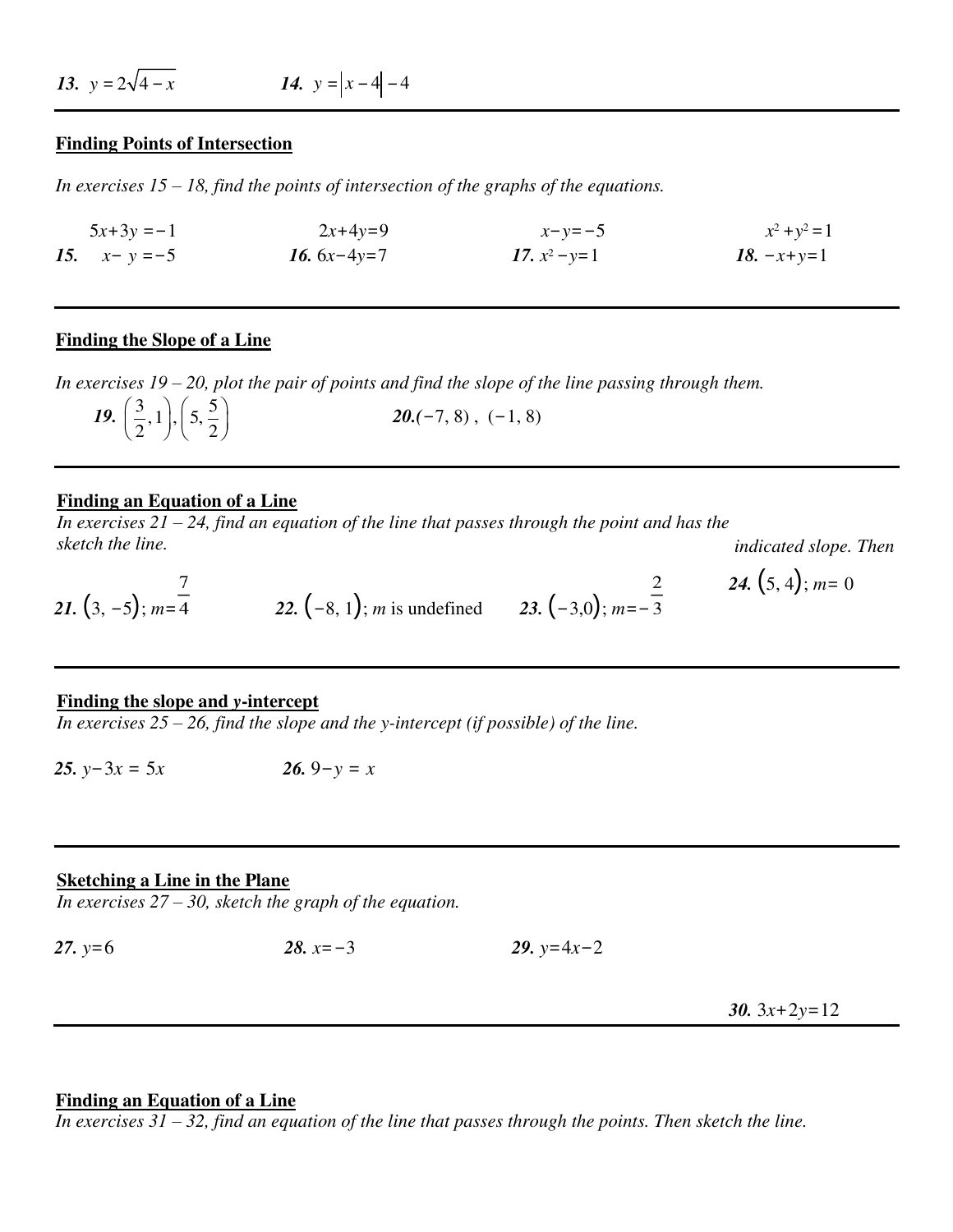**13.** $y = 2\sqrt{4-x}$ **14.** $y = |x-4| - 4$

---

**Finding Points of Intersection**

*In exercises 15 – 18, find the points of intersection of the graphs of the equations.*

**15.** $\begin{array}{l} 5x+3y=-1 \\ x-y=-5 \end{array}$ **16.** $\begin{array}{l} 2x+4y=9 \\ 6x-4y=7 \end{array}$ **17.** $\begin{array}{l} x-y=-5 \\ x^2-y=1 \end{array}$ **18.** $\begin{array}{l} x^2+y^2=1 \\ -x+y=1 \end{array}$

---

**Finding the Slope of a Line**

*In exercises 19 – 20, plot the pair of points and find the slope of the line passing through them.*

**19.** $\left(\dfrac{3}{2}, 1\right), \left(5, \dfrac{5}{2}\right)$ **20.** $(-7, 8)$ , $(-1, 8)$

---

**Finding an Equation of a Line**

*In exercises 21 – 24, find an equation of the line that passes through the point and has the indicated slope. Then sketch the line.*

**21.** $(3, -5)$; $m = \dfrac{7}{4}$ **22.** $(-8, 1)$; $m$ is undefined **23.** $(-3, 0)$; $m = -\dfrac{2}{3}$ **24.** $(5, 4)$; $m = 0$

---

**Finding the slope and *y*-intercept**

*In exercises 25 – 26, find the slope and the y-intercept (if possible) of the line.*

**25.** $y - 3x = 5x$ **26.** $9 - y = x$

---

**Sketching a Line in the Plane**

*In exercises 27 – 30, sketch the graph of the equation.*

**27.** $y = 6$ **28.** $x = -3$ **29.** $y = 4x - 2$

**30.** $3x + 2y = 12$

---

**Finding an Equation of a Line**

*In exercises 31 – 32, find an equation of the line that passes through the points. Then sketch the line.*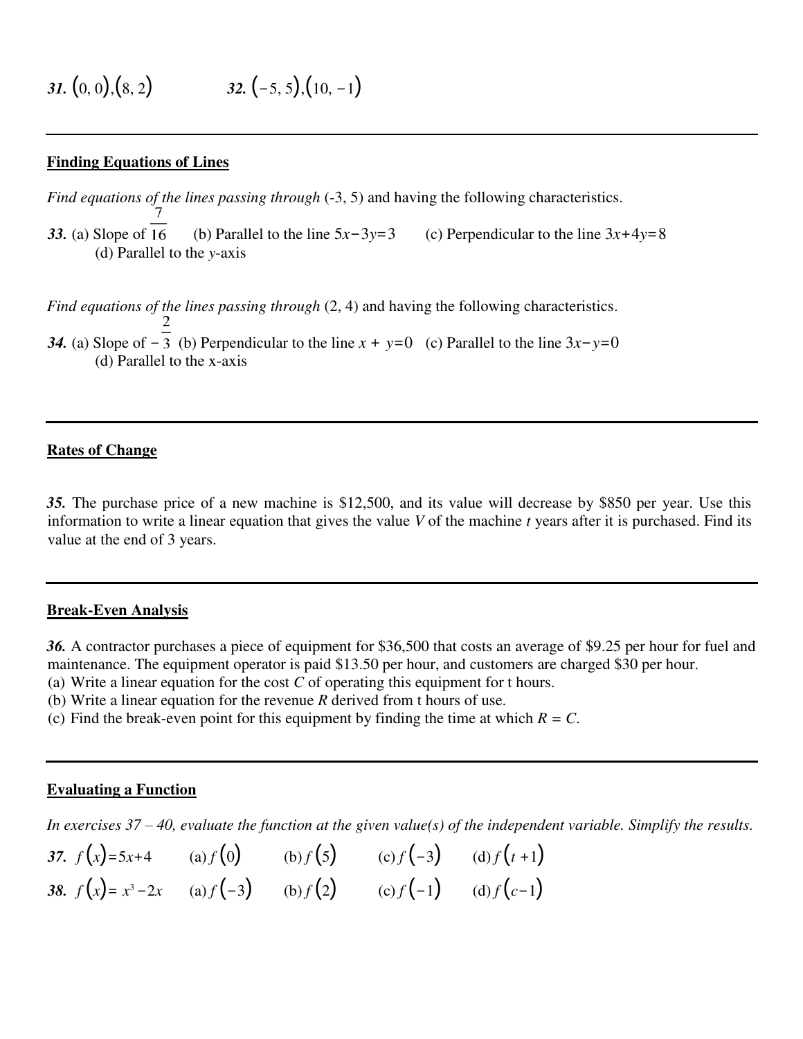**31.** $(0, 0), (8, 2)$ **32.** $(-5, 5), (10, -1)$

---

**Finding Equations of Lines**

*Find equations of the lines passing through* (-3, 5) and having the following characteristics.

**33.** (a) Slope of $\frac{7}{16}$ (b) Parallel to the line $5x-3y=3$ (c) Perpendicular to the line $3x+4y=8$
(d) Parallel to the *y*-axis

*Find equations of the lines passing through* (2, 4) and having the following characteristics.

**34.** (a) Slope of $-\frac{2}{3}$ (b) Perpendicular to the line $x + y=0$ (c) Parallel to the line $3x-y=0$
(d) Parallel to the x-axis

---

**Rates of Change**

**35.** The purchase price of a new machine is \$12,500, and its value will decrease by \$850 per year. Use this information to write a linear equation that gives the value *V* of the machine *t* years after it is purchased. Find its value at the end of 3 years.

---

**Break-Even Analysis**

**36.** A contractor purchases a piece of equipment for \$36,500 that costs an average of \$9.25 per hour for fuel and maintenance. The equipment operator is paid \$13.50 per hour, and customers are charged \$30 per hour.
(a) Write a linear equation for the cost *C* of operating this equipment for t hours.
(b) Write a linear equation for the revenue *R* derived from t hours of use.
(c) Find the break-even point for this equipment by finding the time at which *R* = *C*.

---

**Evaluating a Function**

*In exercises 37 – 40, evaluate the function at the given value(s) of the independent variable. Simplify the results.*

**37.** $f(x)=5x+4$ (a) $f(0)$ (b) $f(5)$ (c) $f(-3)$ (d) $f(t+1)$

**38.** $f(x)= x^3-2x$ (a) $f(-3)$ (b) $f(2)$ (c) $f(-1)$ (d) $f(c-1)$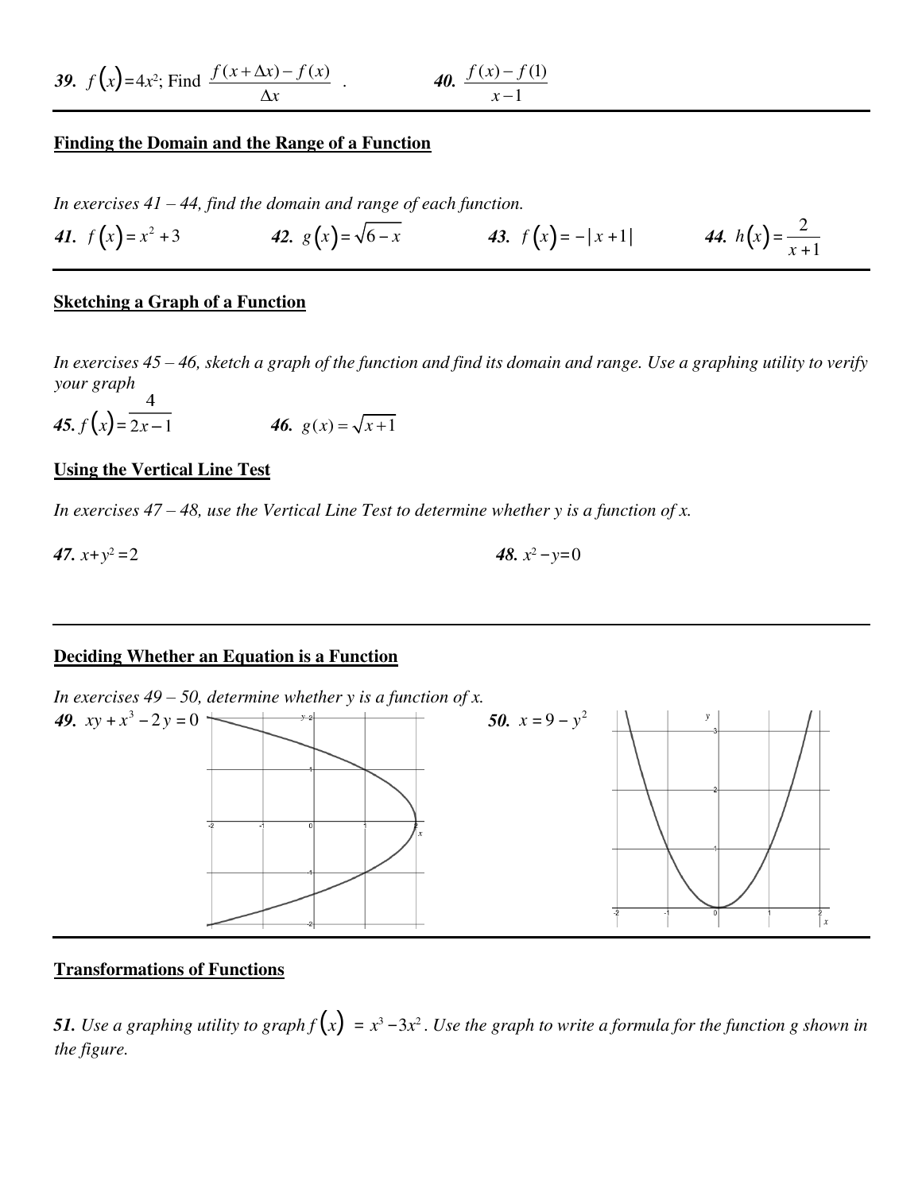***39.*** $f(x) = 4x^2$; Find $\dfrac{f(x+\Delta x) - f(x)}{\Delta x}$ .

***40.*** $\dfrac{f(x) - f(1)}{x-1}$

---

**Finding the Domain and the Range of a Function**

*In exercises 41 – 44, find the domain and range of each function.*

***41.*** $f(x) = x^2 + 3$

***42.*** $g(x) = \sqrt{6-x}$

***43.*** $f(x) = -|x+1|$

***44.*** $h(x) = \dfrac{2}{x+1}$

---

**Sketching a Graph of a Function**

*In exercises 45 – 46, sketch a graph of the function and find its domain and range. Use a graphing utility to verify your graph*

***45.*** $f(x) = \dfrac{4}{2x-1}$

***46.*** $g(x) = \sqrt{x+1}$

**Using the Vertical Line Test**

*In exercises 47 – 48, use the Vertical Line Test to determine whether y is a function of x.*

***47.*** $x + y^2 = 2$

***48.*** $x^2 - y = 0$

---

**Deciding Whether an Equation is a Function**

*In exercises 49 – 50, determine whether y is a function of x.*

***49.*** $xy + x^3 - 2y = 0$

***50.*** $x = 9 - y^2$

---

**Transformations of Functions**

***51.*** *Use a graphing utility to graph* $f(x) = x^3 - 3x^2$. *Use the graph to write a formula for the function g shown in the figure.*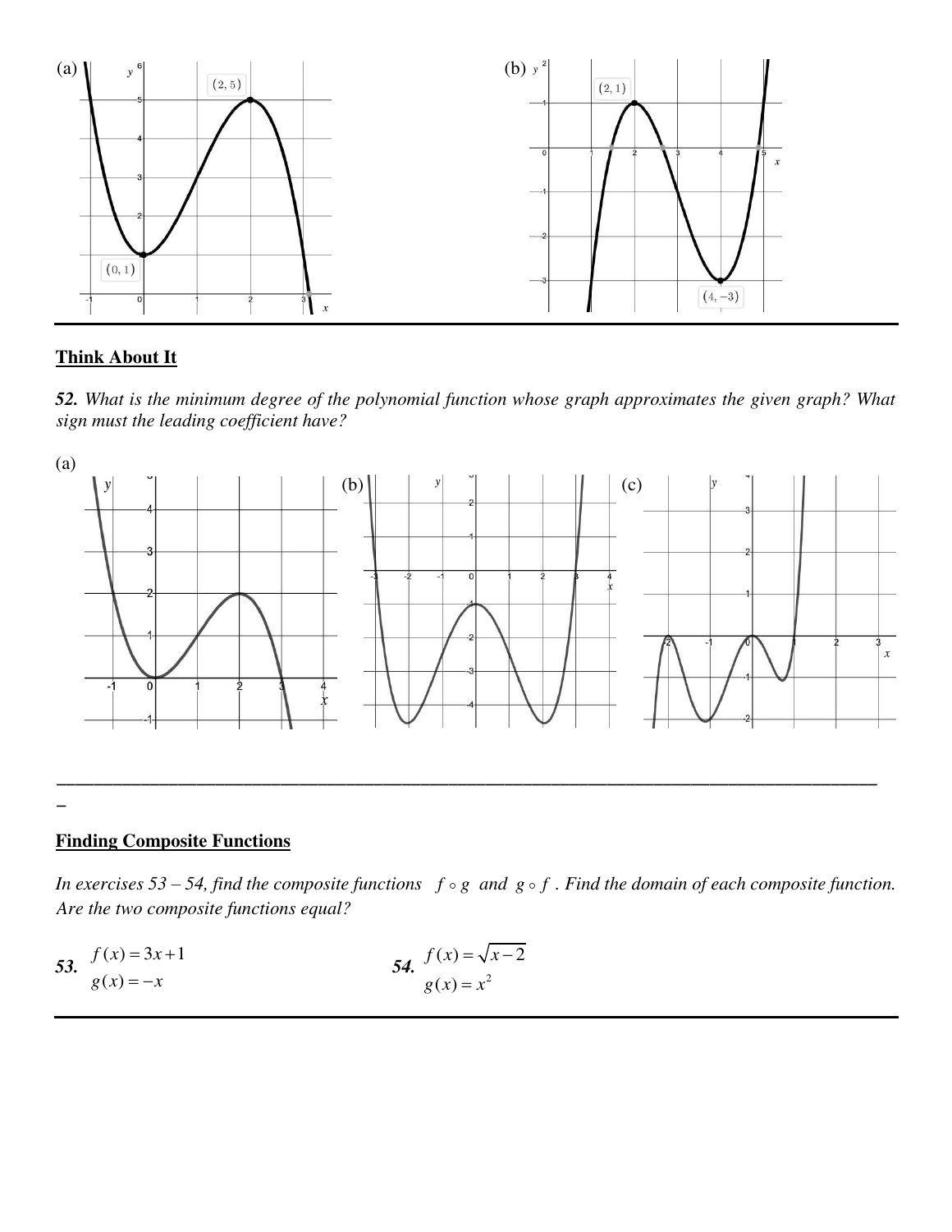(a) (b)

## Think About It

***52.*** *What is the minimum degree of the polynomial function whose graph approximates the given graph? What sign must the leading coefficient have?*

(a) (b) (c)

---

## Finding Composite Functions

*In exercises 53 – 54, find the composite functions $f \circ g$ and $g \circ f$. Find the domain of each composite function. Are the two composite functions equal?*

***53.*** $f(x) = 3x + 1$
$g(x) = -x$

***54.*** $f(x) = \sqrt{x-2}$
$g(x) = x^2$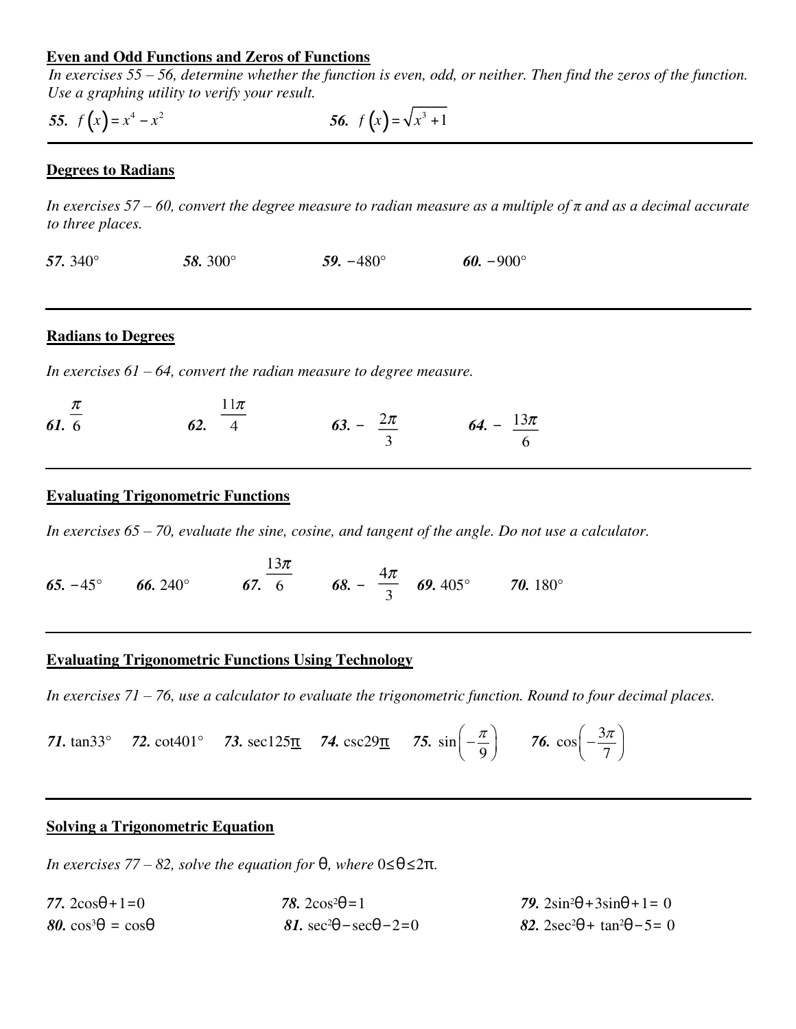**Even and Odd Functions and Zeros of Functions**

*In exercises 55 – 56, determine whether the function is even, odd, or neither. Then find the zeros of the function. Use a graphing utility to verify your result.*

***55.*** $f(x) = x^4 - x^2$

***56.*** $f(x) = \sqrt{x^3 + 1}$

---

**Degrees to Radians**

*In exercises 57 – 60, convert the degree measure to radian measure as a multiple of π and as a decimal accurate to three places.*

***57.*** $340°$

***58.*** $300°$

***59.*** $-480°$

***60.*** $-900°$

---

**Radians to Degrees**

*In exercises 61 – 64, convert the radian measure to degree measure.*

***61.*** $\frac{\pi}{6}$

***62.*** $\frac{11\pi}{4}$

***63.*** $-\frac{2\pi}{3}$

***64.*** $-\frac{13\pi}{6}$

---

**Evaluating Trigonometric Functions**

*In exercises 65 – 70, evaluate the sine, cosine, and tangent of the angle. Do not use a calculator.*

***65.*** $-45°$

***66.*** $240°$

***67.*** $\frac{13\pi}{6}$

***68.*** $-\frac{4\pi}{3}$

***69.*** $405°$

***70.*** $180°$

---

**Evaluating Trigonometric Functions Using Technology**

*In exercises 71 – 76, use a calculator to evaluate the trigonometric function. Round to four decimal places.*

***71.*** $\tan 33°$

***72.*** $\cot 401°$

***73.*** $\sec 125\pi$

***74.*** $\csc 29\pi$

***75.*** $\sin\left(-\frac{\pi}{9}\right)$

***76.*** $\cos\left(-\frac{3\pi}{7}\right)$

---

**Solving a Trigonometric Equation**

*In exercises 77 – 82, solve the equation for θ, where $0 \le \theta \le 2\pi$.*

***77.*** $2\cos\theta + 1 = 0$

***78.*** $2\cos^2\theta = 1$

***79.*** $2\sin^2\theta + 3\sin\theta + 1 = 0$

***80.*** $\cos^3\theta = \cos\theta$

***81.*** $\sec^2\theta - \sec\theta - 2 = 0$

***82.*** $2\sec^2\theta + \tan^2\theta - 5 = 0$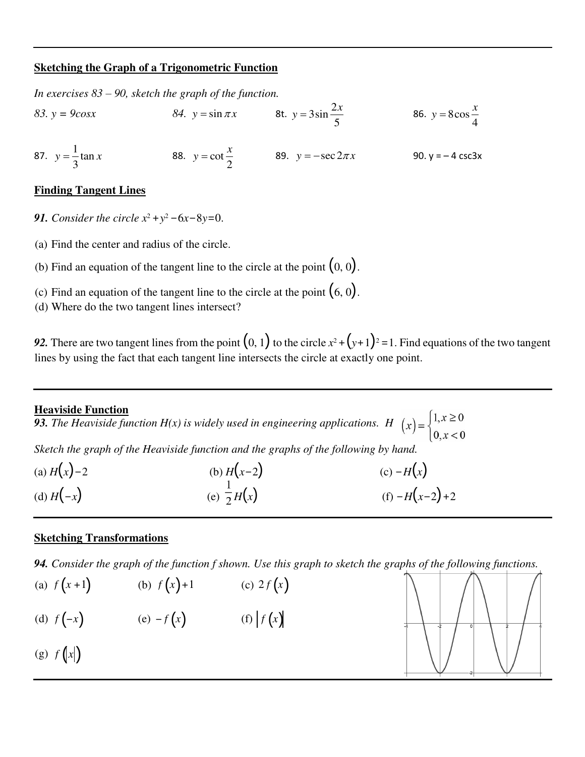## Sketching the Graph of a Trigonometric Function

*In exercises 83 – 90, sketch the graph of the function.*

83. $y = 9\cos x$ &nbsp;&nbsp;&nbsp;&nbsp; 84. $y = \sin \pi x$ &nbsp;&nbsp;&nbsp;&nbsp; 8t. $y = 3\sin\frac{2x}{5}$ &nbsp;&nbsp;&nbsp;&nbsp; 86. $y = 8\cos\frac{x}{4}$

87. $y = \frac{1}{3}\tan x$ &nbsp;&nbsp;&nbsp;&nbsp; 88. $y = \cot\frac{x}{2}$ &nbsp;&nbsp;&nbsp;&nbsp; 89. $y = -\sec 2\pi x$ &nbsp;&nbsp;&nbsp;&nbsp; 90. $y = -4\csc 3x$

## Finding Tangent Lines

***91.*** *Consider the circle* $x^2 + y^2 - 6x - 8y = 0$.

(a) Find the center and radius of the circle.

(b) Find an equation of the tangent line to the circle at the point $(0, 0)$.

(c) Find an equation of the tangent line to the circle at the point $(6, 0)$.

(d) Where do the two tangent lines intersect?

***92.*** There are two tangent lines from the point $(0, 1)$ to the circle $x^2 + (y+1)^2 = 1$. Find equations of the two tangent lines by using the fact that each tangent line intersects the circle at exactly one point.

## Heaviside Function

***93.*** *The Heaviside function H(x) is widely used in engineering applications.* $H(x) = \begin{cases} 1, x \geq 0 \\ 0, x < 0 \end{cases}$

*Sketch the graph of the Heaviside function and the graphs of the following by hand.*

(a) $H(x) - 2$ &nbsp;&nbsp;&nbsp;&nbsp; (b) $H(x-2)$ &nbsp;&nbsp;&nbsp;&nbsp; (c) $-H(x)$

(d) $H(-x)$ &nbsp;&nbsp;&nbsp;&nbsp; (e) $\frac{1}{2}H(x)$ &nbsp;&nbsp;&nbsp;&nbsp; (f) $-H(x-2) + 2$

## Sketching Transformations

***94.*** *Consider the graph of the function f shown. Use this graph to sketch the graphs of the following functions.*

(a) $f(x+1)$ &nbsp;&nbsp;&nbsp;&nbsp; (b) $f(x) + 1$ &nbsp;&nbsp;&nbsp;&nbsp; (c) $2f(x)$

(d) $f(-x)$ &nbsp;&nbsp;&nbsp;&nbsp; (e) $-f(x)$ &nbsp;&nbsp;&nbsp;&nbsp; (f) $|f(x)|$

(g) $f(|x|)$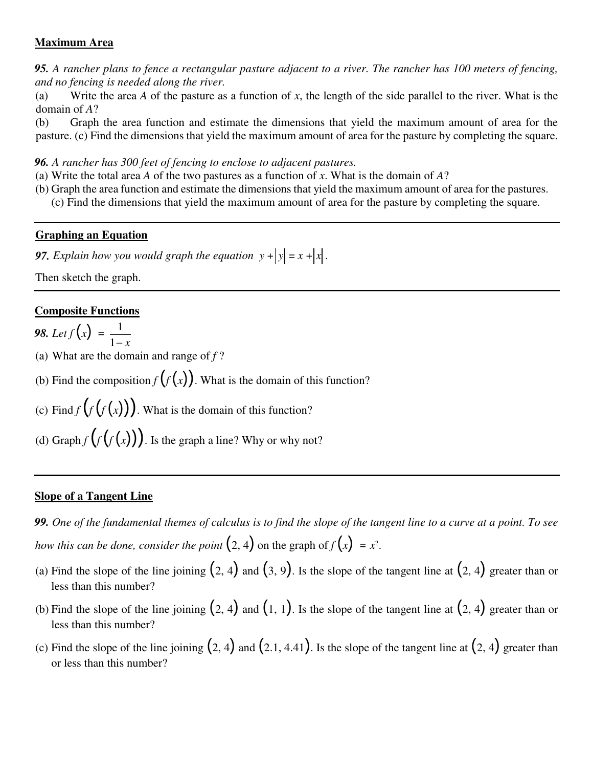**Maximum Area**

***95.*** *A rancher plans to fence a rectangular pasture adjacent to a river. The rancher has 100 meters of fencing, and no fencing is needed along the river.*

(a) Write the area $A$ of the pasture as a function of $x$, the length of the side parallel to the river. What is the domain of $A$?

(b) Graph the area function and estimate the dimensions that yield the maximum amount of area for the pasture. (c) Find the dimensions that yield the maximum amount of area for the pasture by completing the square.

***96.*** *A rancher has 300 feet of fencing to enclose to adjacent pastures.*

(a) Write the total area $A$ of the two pastures as a function of $x$. What is the domain of $A$?

(b) Graph the area function and estimate the dimensions that yield the maximum amount of area for the pastures.

(c) Find the dimensions that yield the maximum amount of area for the pasture by completing the square.

---

**Graphing an Equation**

***97.*** *Explain how you would graph the equation* $y + |y| = x + |x|$.

Then sketch the graph.

---

**Composite Functions**

***98.*** *Let* $f(x) = \dfrac{1}{1-x}$

(a) What are the domain and range of $f$?

(b) Find the composition $f(f(x))$. What is the domain of this function?

(c) Find $f(f(f(x)))$. What is the domain of this function?

(d) Graph $f(f(f(x)))$. Is the graph a line? Why or why not?

---

**Slope of a Tangent Line**

***99.*** *One of the fundamental themes of calculus is to find the slope of the tangent line to a curve at a point. To see how this can be done, consider the point* $(2, 4)$ *on the graph of* $f(x) = x^2$.

(a) Find the slope of the line joining $(2, 4)$ and $(3, 9)$. Is the slope of the tangent line at $(2, 4)$ greater than or less than this number?

(b) Find the slope of the line joining $(2, 4)$ and $(1, 1)$. Is the slope of the tangent line at $(2, 4)$ greater than or less than this number?

(c) Find the slope of the line joining $(2, 4)$ and $(2.1, 4.41)$. Is the slope of the tangent line at $(2, 4)$ greater than or less than this number?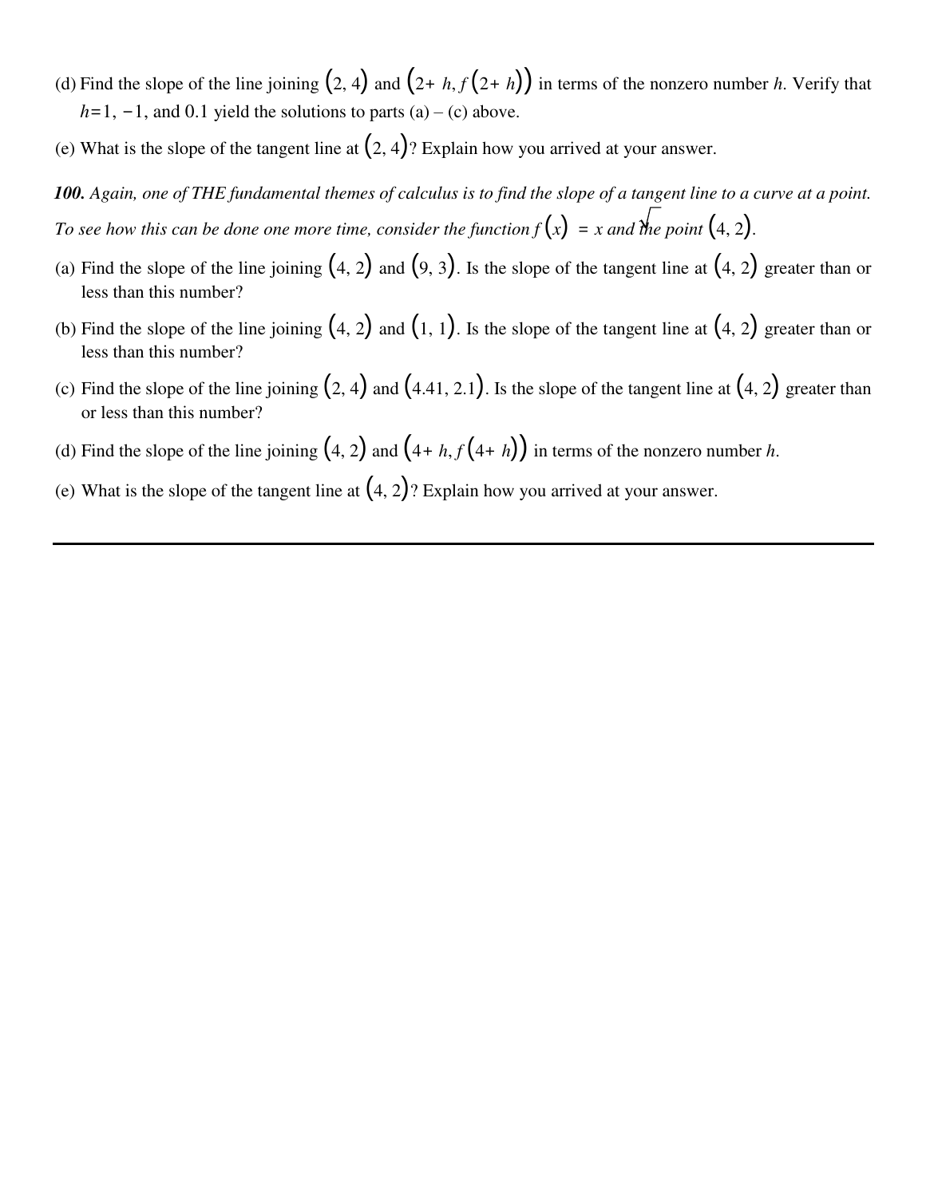(d) Find the slope of the line joining $(2, 4)$ and $(2+ h, f(2+ h))$ in terms of the nonzero number $h$. Verify that $h=1, -1$, and 0.1 yield the solutions to parts (a) – (c) above.

(e) What is the slope of the tangent line at $(2, 4)$? Explain how you arrived at your answer.

***100.*** *Again, one of THE fundamental themes of calculus is to find the slope of a tangent line to a curve at a point. To see how this can be done one more time, consider the function* $f(x) = \sqrt{x}$ *and the point* $(4, 2)$.

(a) Find the slope of the line joining $(4, 2)$ and $(9, 3)$. Is the slope of the tangent line at $(4, 2)$ greater than or less than this number?

(b) Find the slope of the line joining $(4, 2)$ and $(1, 1)$. Is the slope of the tangent line at $(4, 2)$ greater than or less than this number?

(c) Find the slope of the line joining $(2, 4)$ and $(4.41, 2.1)$. Is the slope of the tangent line at $(4, 2)$ greater than or less than this number?

(d) Find the slope of the line joining $(4, 2)$ and $(4+ h, f(4+ h))$ in terms of the nonzero number $h$.

(e) What is the slope of the tangent line at $(4, 2)$? Explain how you arrived at your answer.

---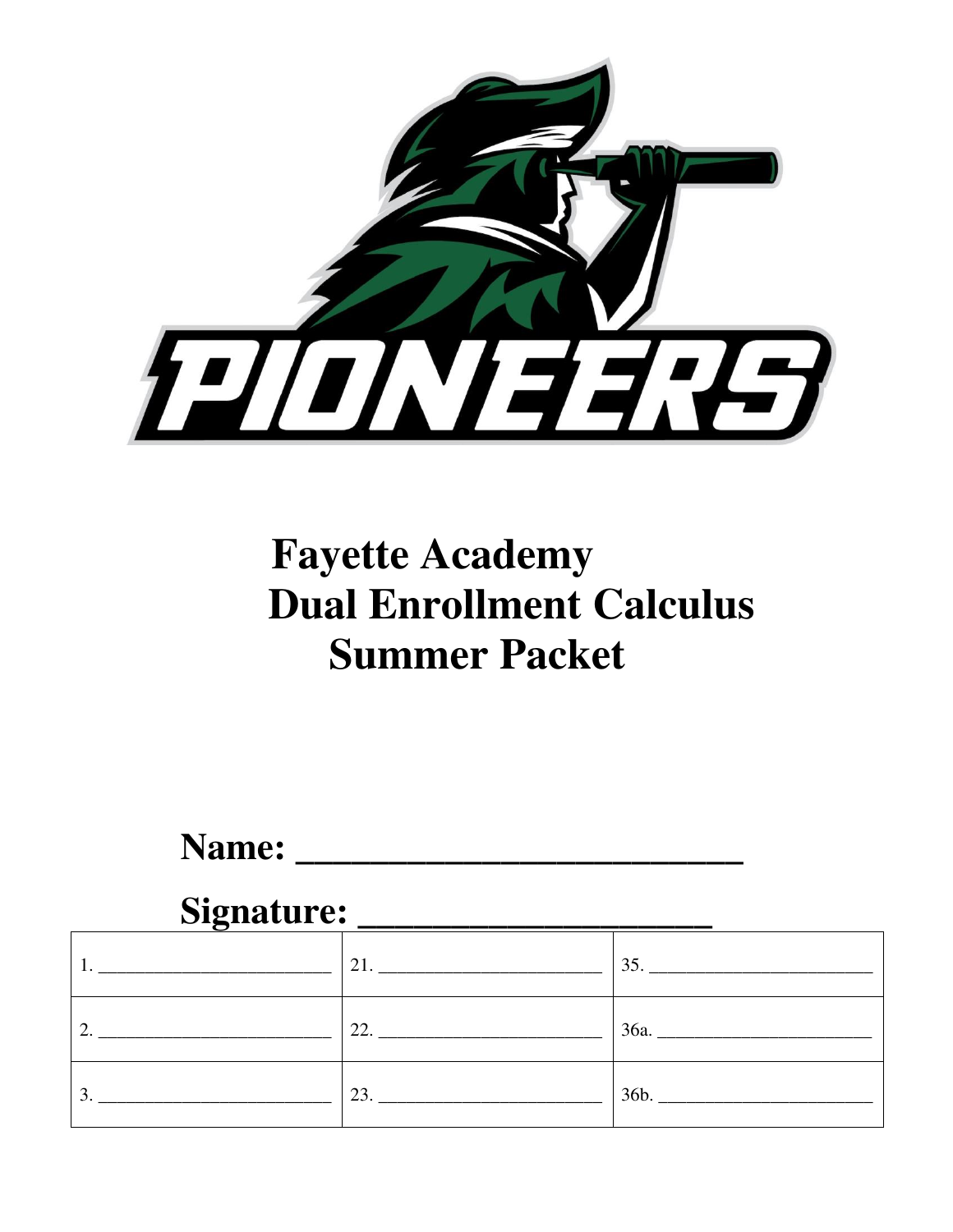# Fayette Academy

# Dual Enrollment Calculus

# Summer Packet

**Name: ___________________________**

**Signature: ____________________**

| | | |
|---|---|---|
| 1. _________________________ | 21. ________________________ | 35. ________________________ |
| 2. _________________________ | 22. ________________________ | 36a. _______________________ |
| 3. _________________________ | 23. ________________________ | 36b. _______________________ |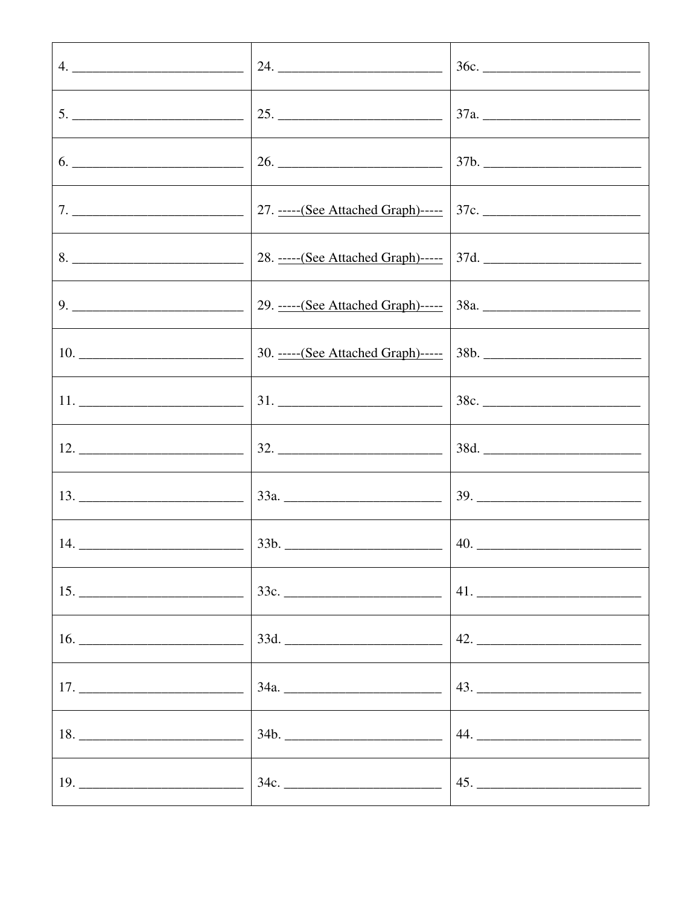|  |  |  |
| --- | --- | --- |
| 4. ___________________________ | 24. _________________________ | 36c. ________________________ |
| 5. ___________________________ | 25. _________________________ | 37a. ________________________ |
| 6. ___________________________ | 26. _________________________ | 37b. ________________________ |
| 7. ___________________________ | 27. -----(See Attached Graph)----- | 37c. ________________________ |
| 8. ___________________________ | 28. -----(See Attached Graph)----- | 37d. ________________________ |
| 9. ___________________________ | 29. -----(See Attached Graph)----- | 38a. ________________________ |
| 10. __________________________ | 30. -----(See Attached Graph)----- | 38b. ________________________ |
| 11. __________________________ | 31. _________________________ | 38c. ________________________ |
| 12. __________________________ | 32. _________________________ | 38d. ________________________ |
| 13. __________________________ | 33a. ________________________ | 39. _________________________ |
| 14. __________________________ | 33b. ________________________ | 40. _________________________ |
| 15. __________________________ | 33c. ________________________ | 41. _________________________ |
| 16. __________________________ | 33d. ________________________ | 42. _________________________ |
| 17. __________________________ | 34a. ________________________ | 43. _________________________ |
| 18. __________________________ | 34b. ________________________ | 44. _________________________ |
| 19. __________________________ | 34c. ________________________ | 45. _________________________ |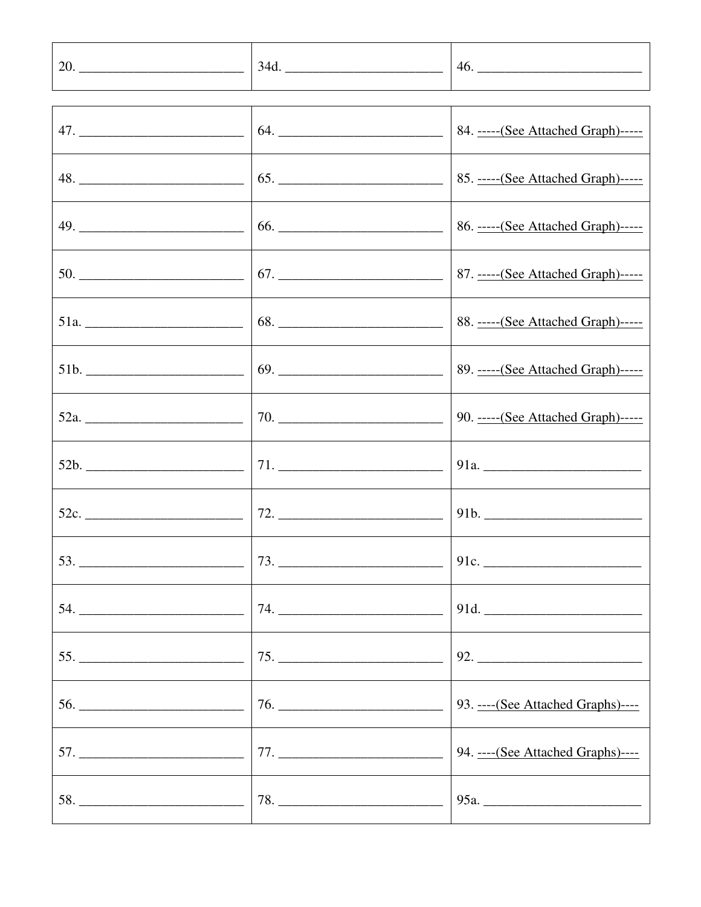| | | |
|---|---|---|
| 20. ________________________ | 34d. _______________________ | 46. ________________________ |

| | | |
|---|---|---|
| 47. ________________________ | 64. ________________________ | 84. -----(See Attached Graph)----- |
| 48. ________________________ | 65. ________________________ | 85. -----(See Attached Graph)----- |
| 49. ________________________ | 66. ________________________ | 86. -----(See Attached Graph)----- |
| 50. ________________________ | 67. ________________________ | 87. -----(See Attached Graph)----- |
| 51a. _______________________ | 68. ________________________ | 88. -----(See Attached Graph)----- |
| 51b. _______________________ | 69. ________________________ | 89. -----(See Attached Graph)----- |
| 52a. _______________________ | 70. ________________________ | 90. -----(See Attached Graph)----- |
| 52b. _______________________ | 71. ________________________ | 91a. _______________________ |
| 52c. _______________________ | 72. ________________________ | 91b. _______________________ |
| 53. ________________________ | 73. ________________________ | 91c. _______________________ |
| 54. ________________________ | 74. ________________________ | 91d. _______________________ |
| 55. ________________________ | 75. ________________________ | 92. ________________________ |
| 56. ________________________ | 76. ________________________ | 93. ----(See Attached Graphs)---- |
| 57. ________________________ | 77. ________________________ | 94. ----(See Attached Graphs)---- |
| 58. ________________________ | 78. ________________________ | 95a. _______________________ |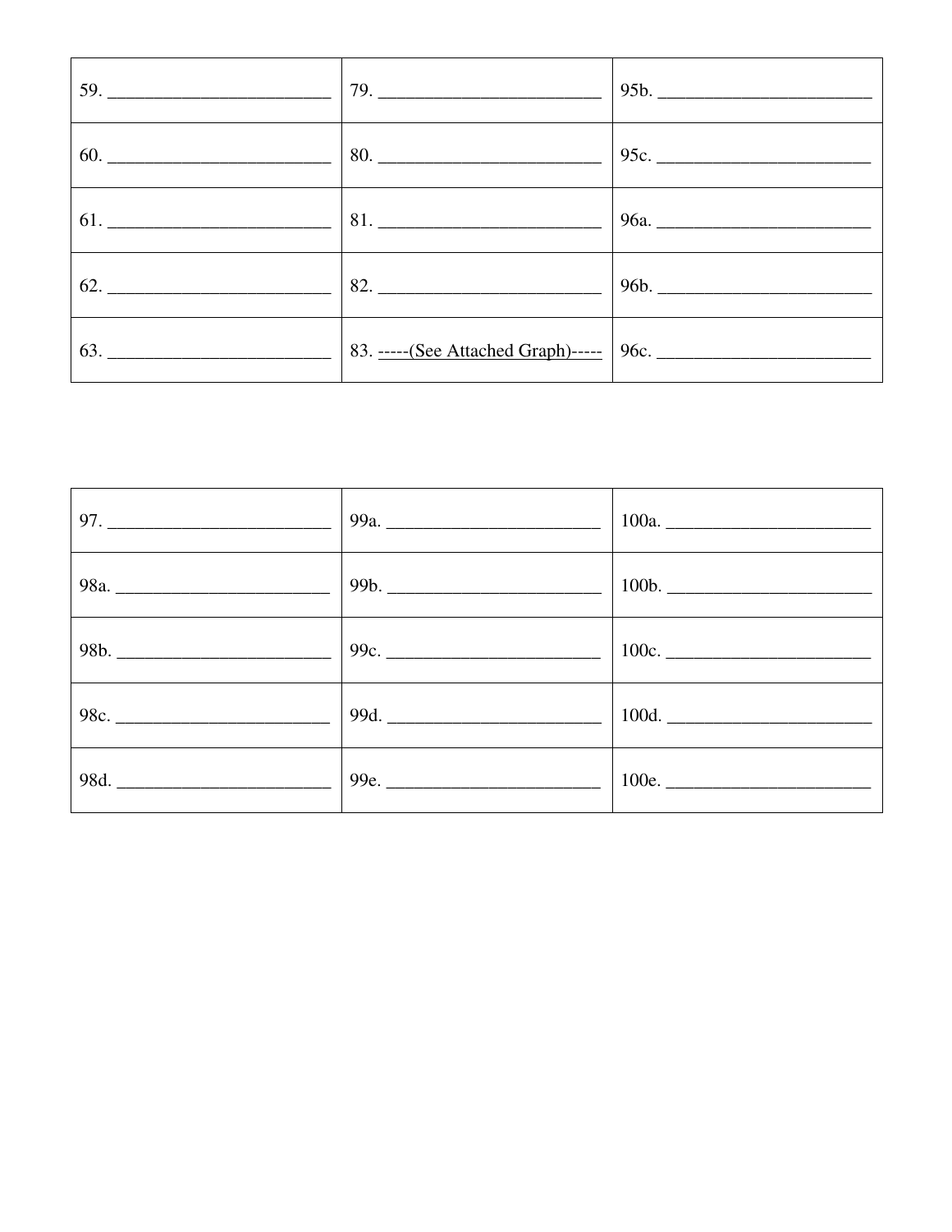| | | |
|---|---|---|
| 59. ________________________ | 79. ________________________ | 95b. ______________________ |
| 60. ________________________ | 80. ________________________ | 95c. ______________________ |
| 61. ________________________ | 81. ________________________ | 96a. ______________________ |
| 62. ________________________ | 82. ________________________ | 96b. ______________________ |
| 63. ________________________ | 83. -----(See Attached Graph)----- | 96c. ______________________ |

| | | |
|---|---|---|
| 97. ________________________ | 99a. ______________________ | 100a. ______________________ |
| 98a. ______________________ | 99b. ______________________ | 100b. ______________________ |
| 98b. ______________________ | 99c. ______________________ | 100c. ______________________ |
| 98c. ______________________ | 99d. ______________________ | 100d. ______________________ |
| 98d. ______________________ | 99e. ______________________ | 100e. ______________________ |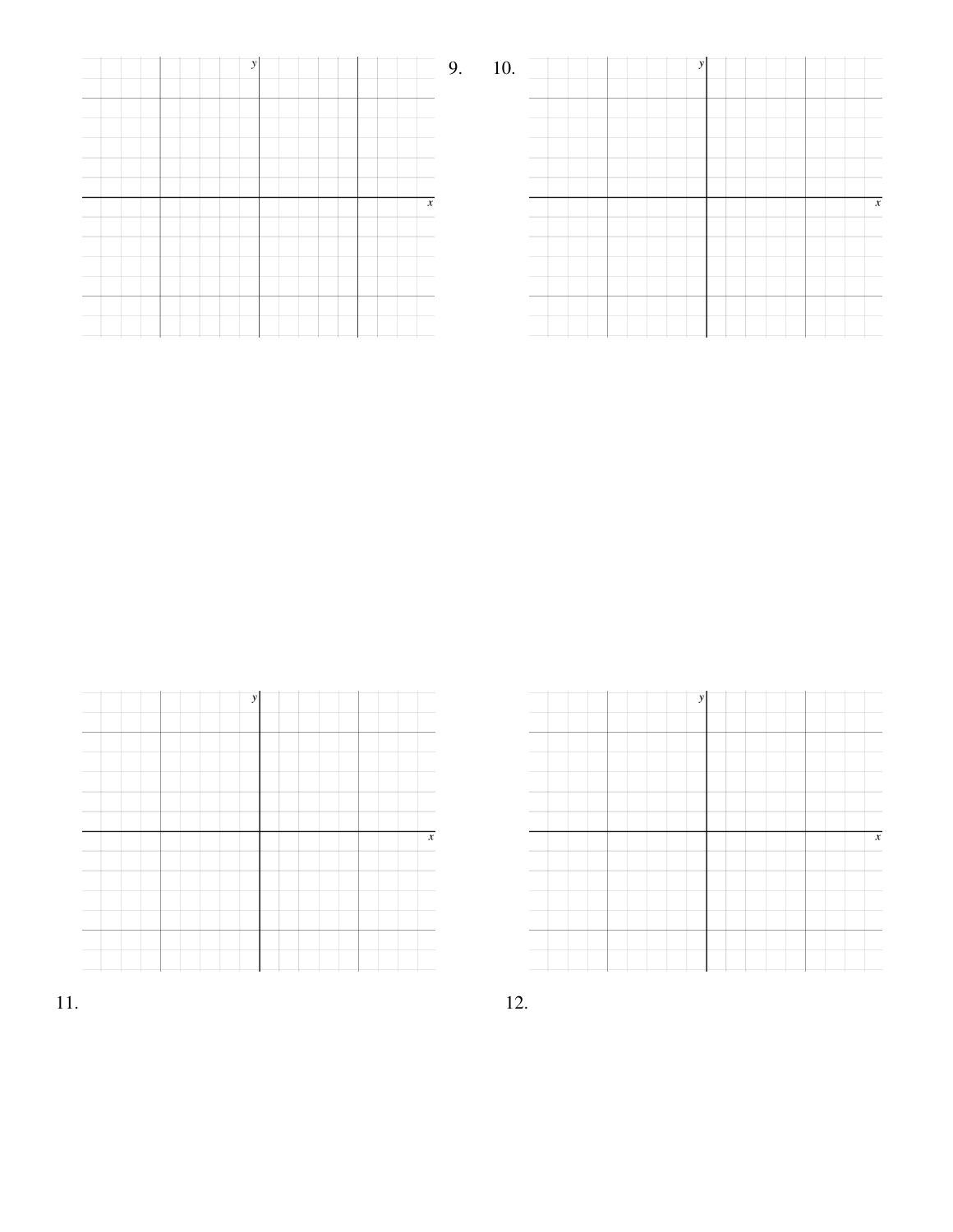9.

10.

11.

12.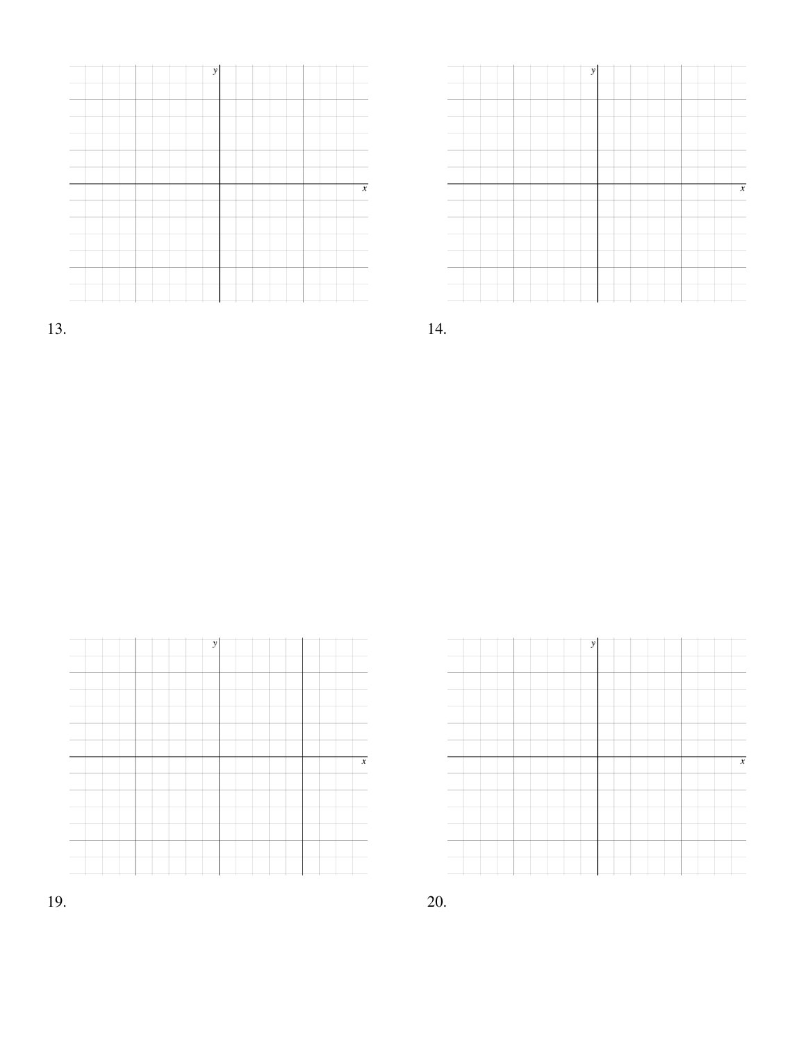13.

14.

19.

20.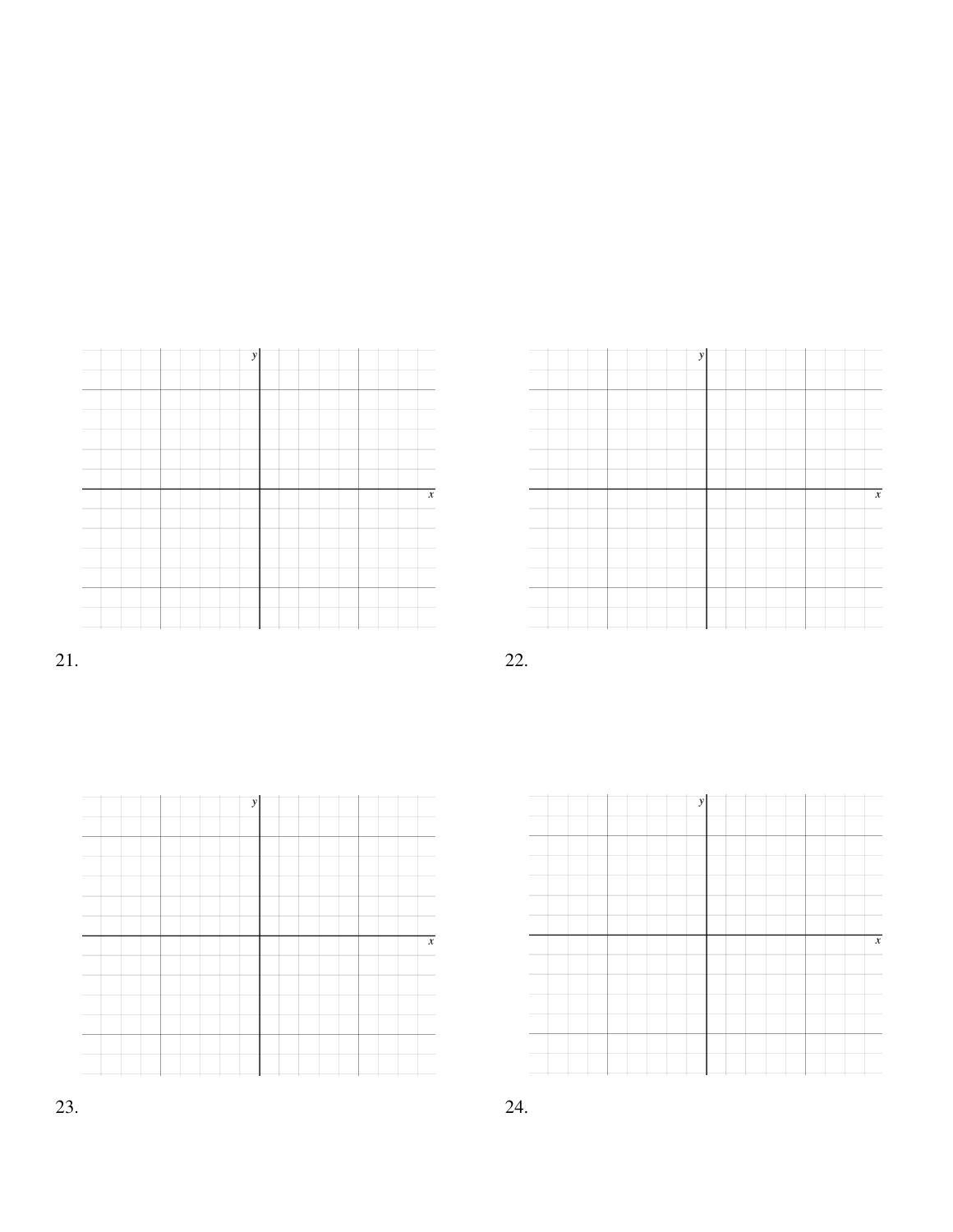21.

22.

23.

24.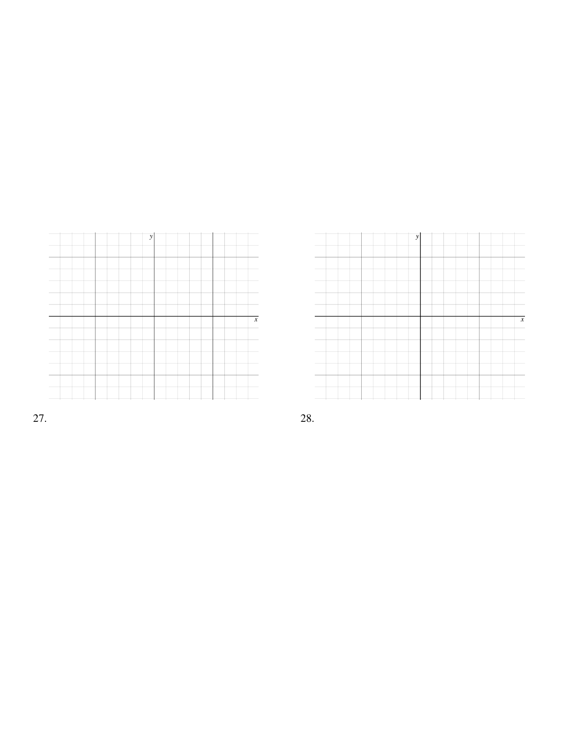27.

28.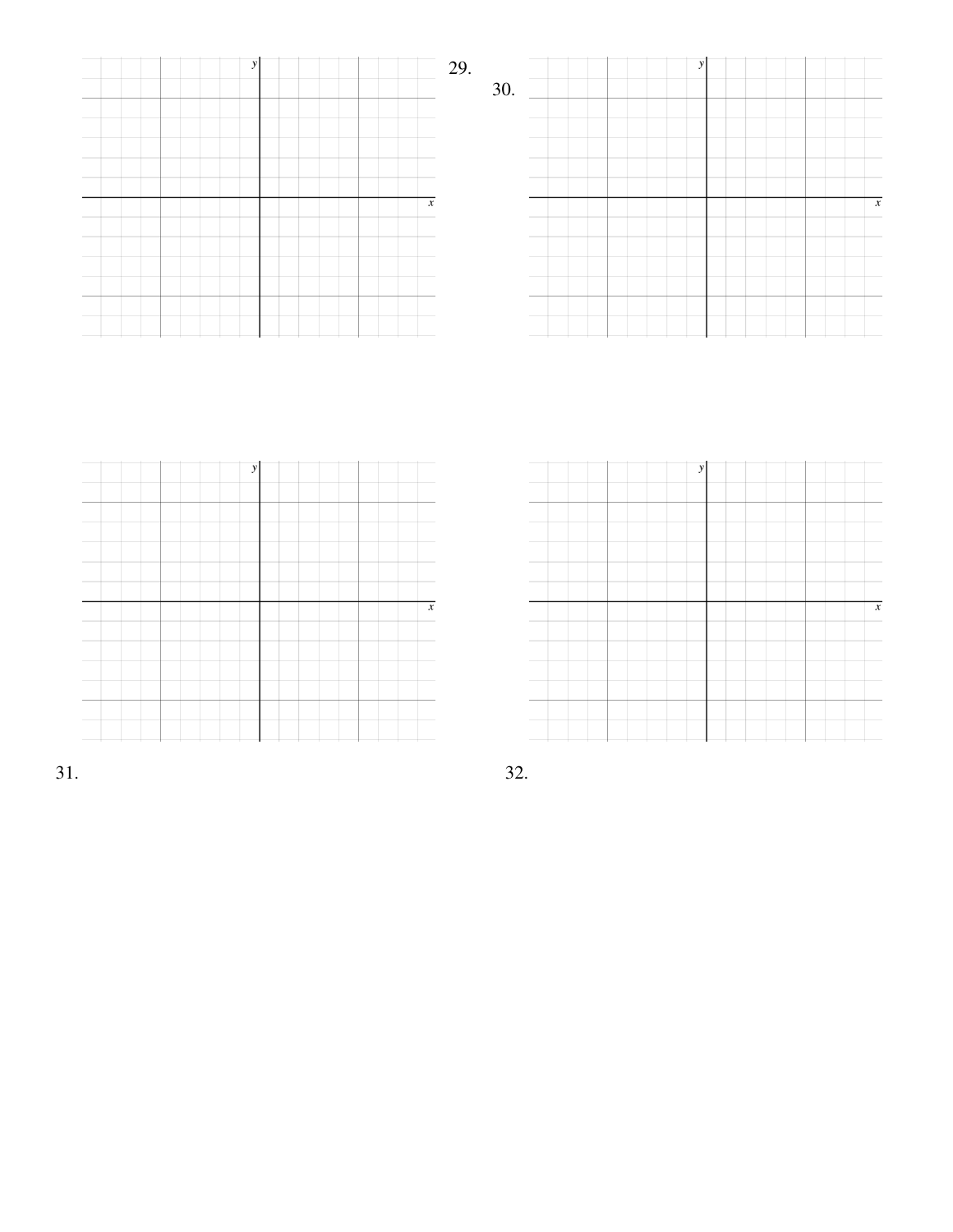29.

30.

31.

32.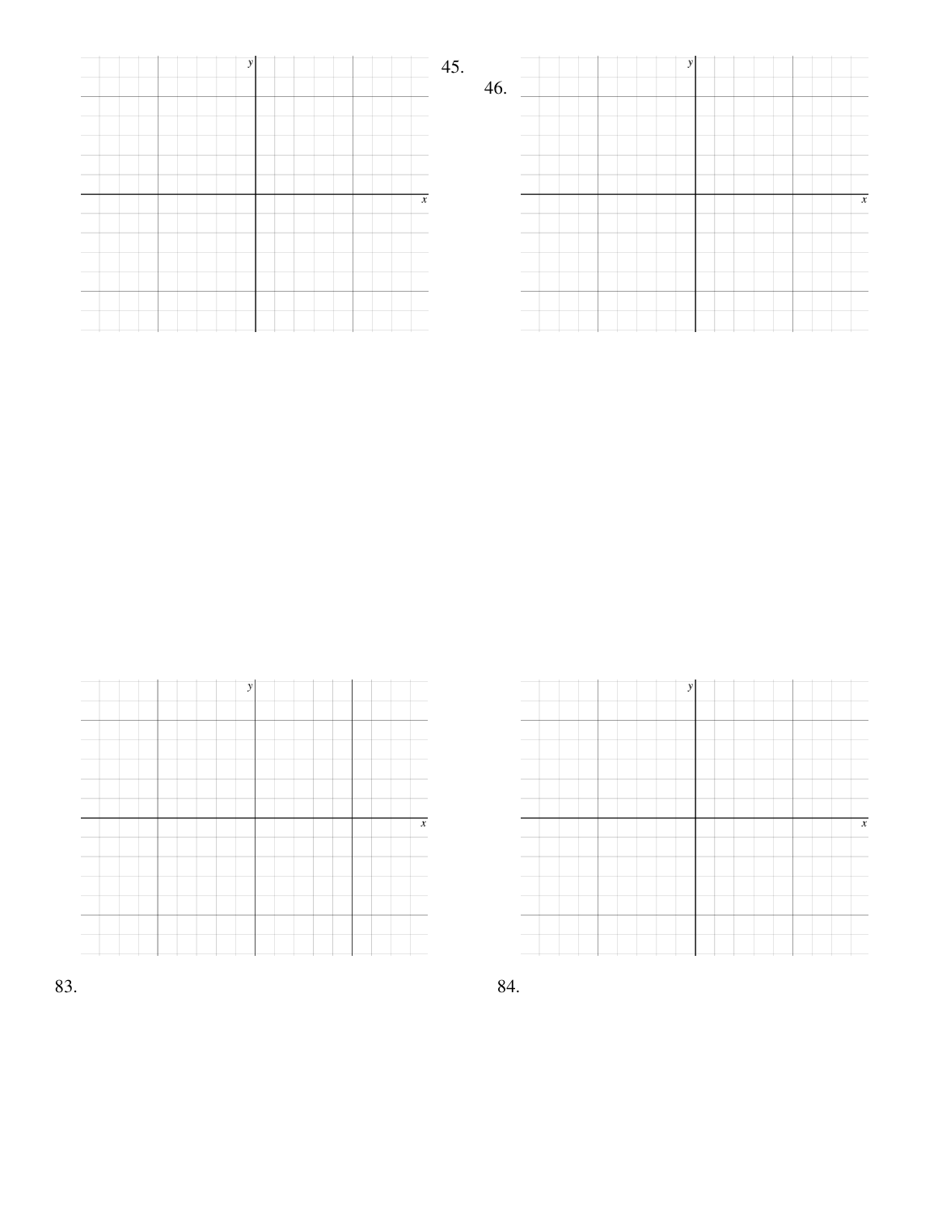45.

46.

83.

84.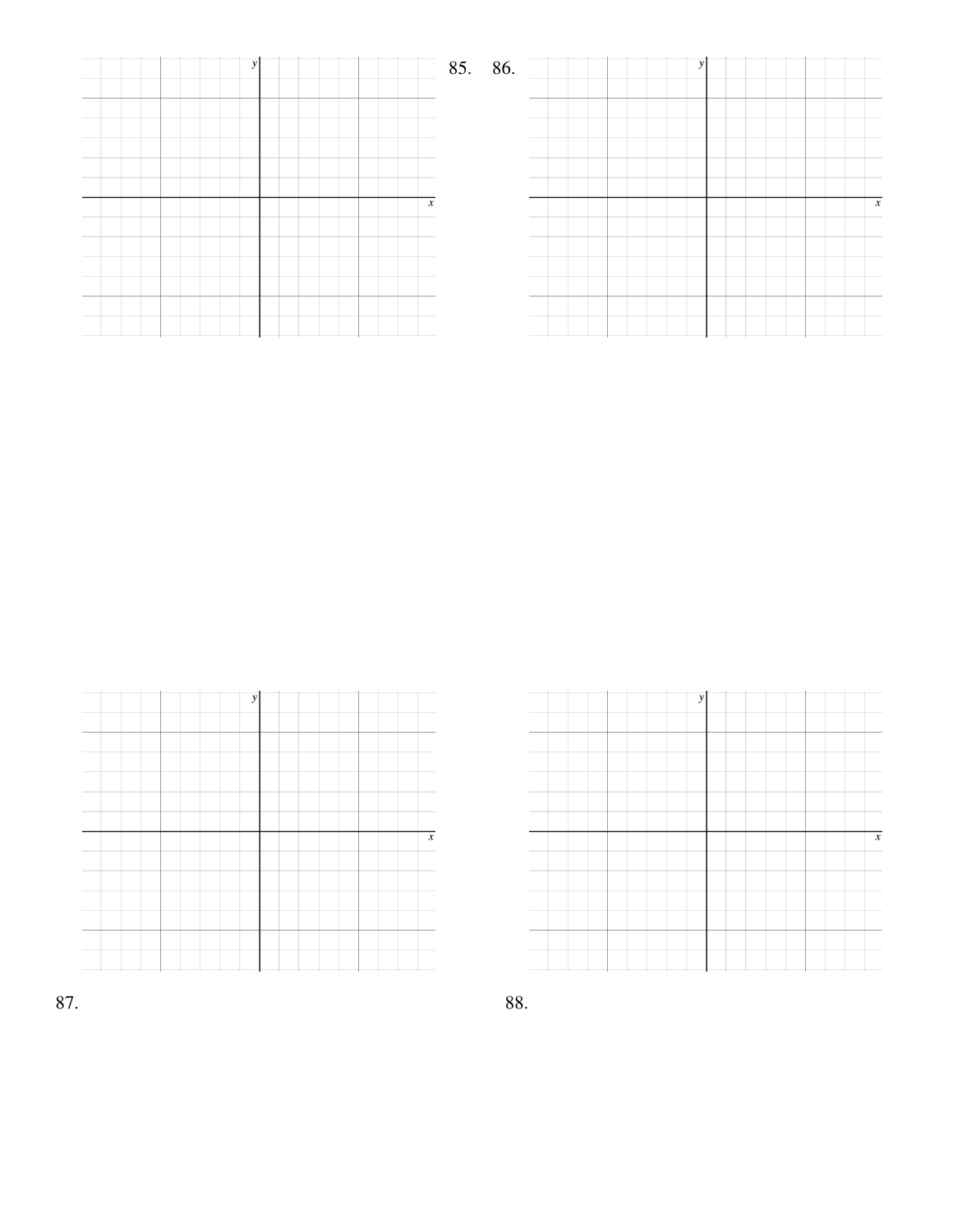85.

86.

87.

88.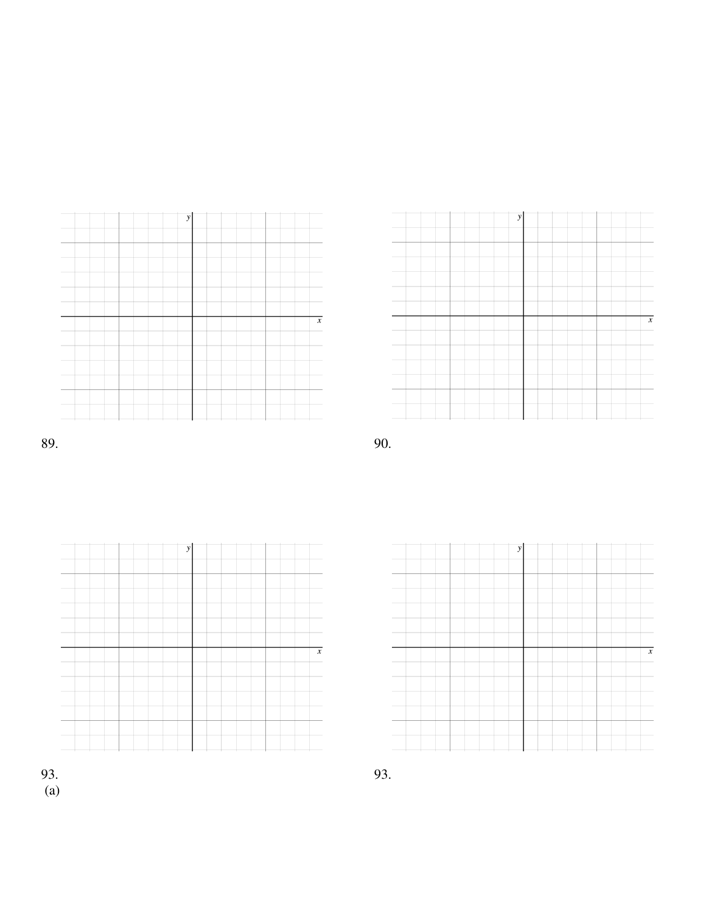89.

90.

93.
(a)

93.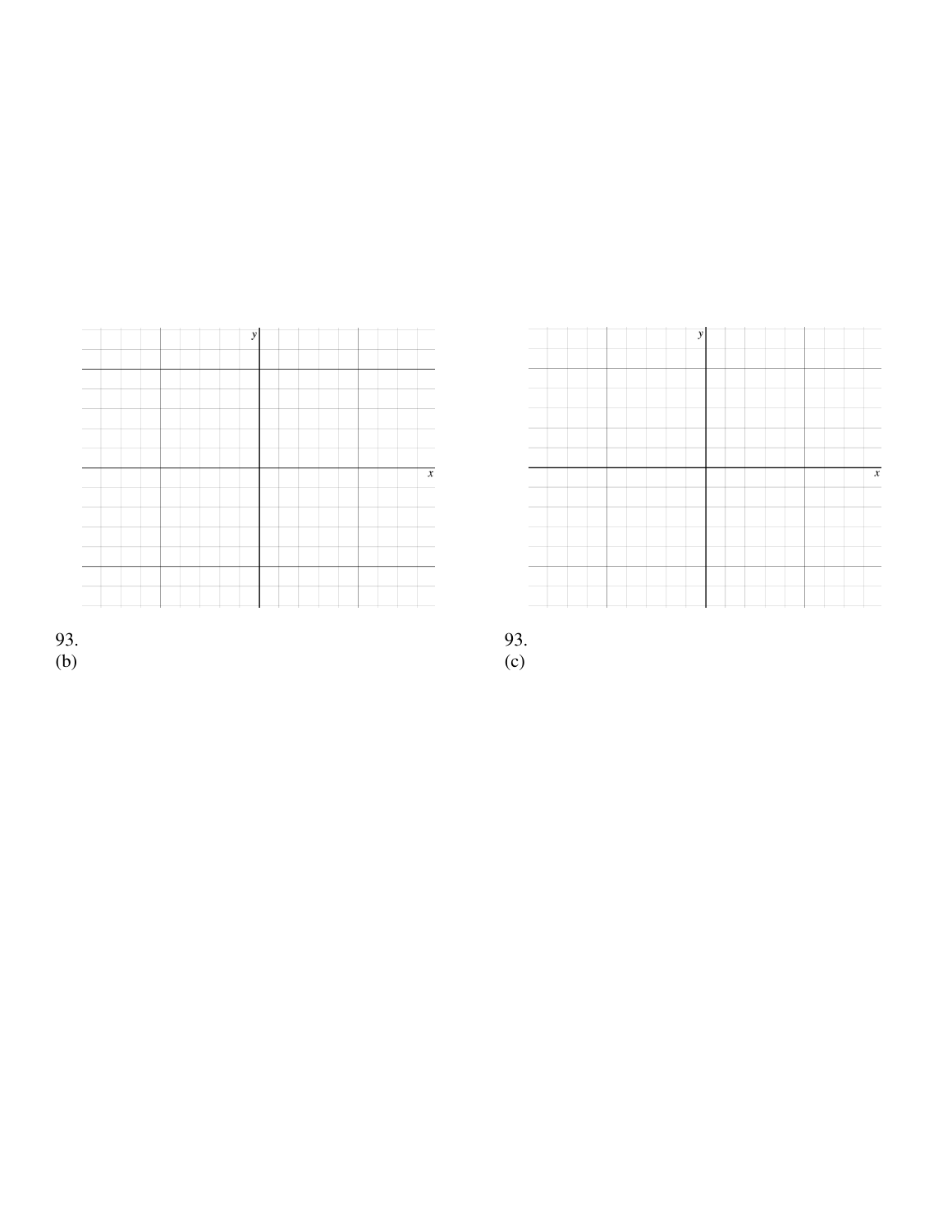93.
(b)

93.
(c)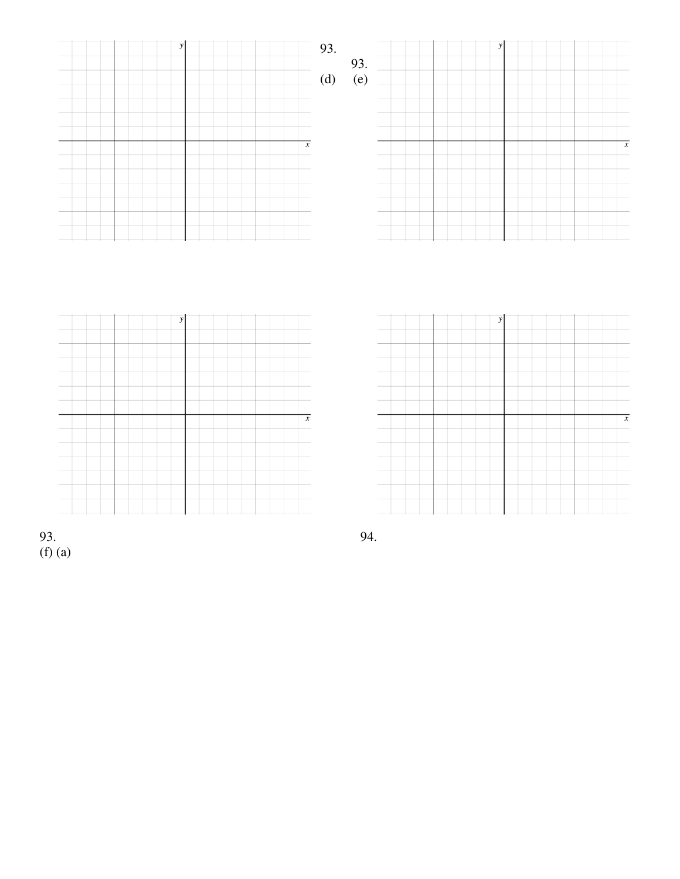93.

93.

(d) (e)

93.

(f) (a)

94.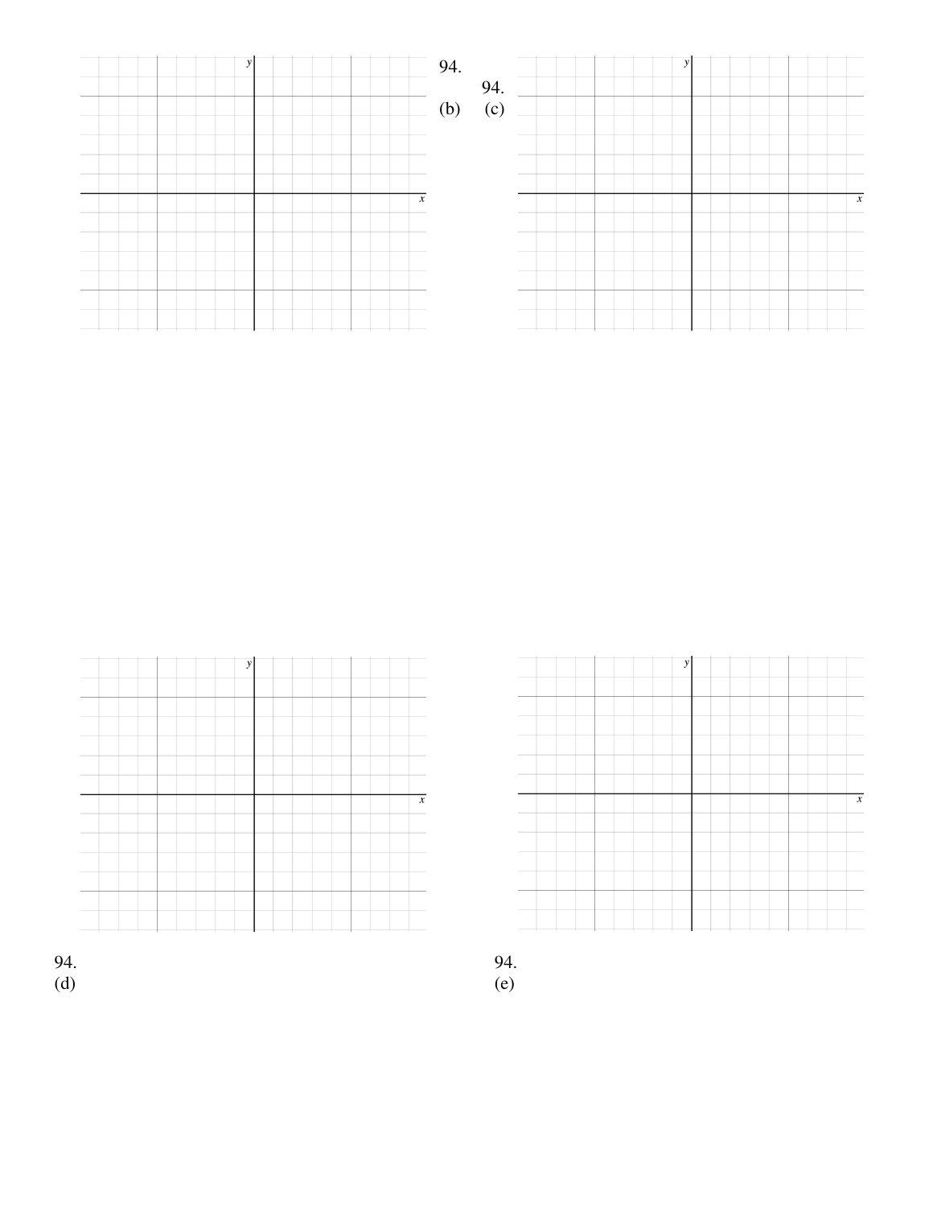94.
(b)

94.
(c)

94.
(d)

94.
(e)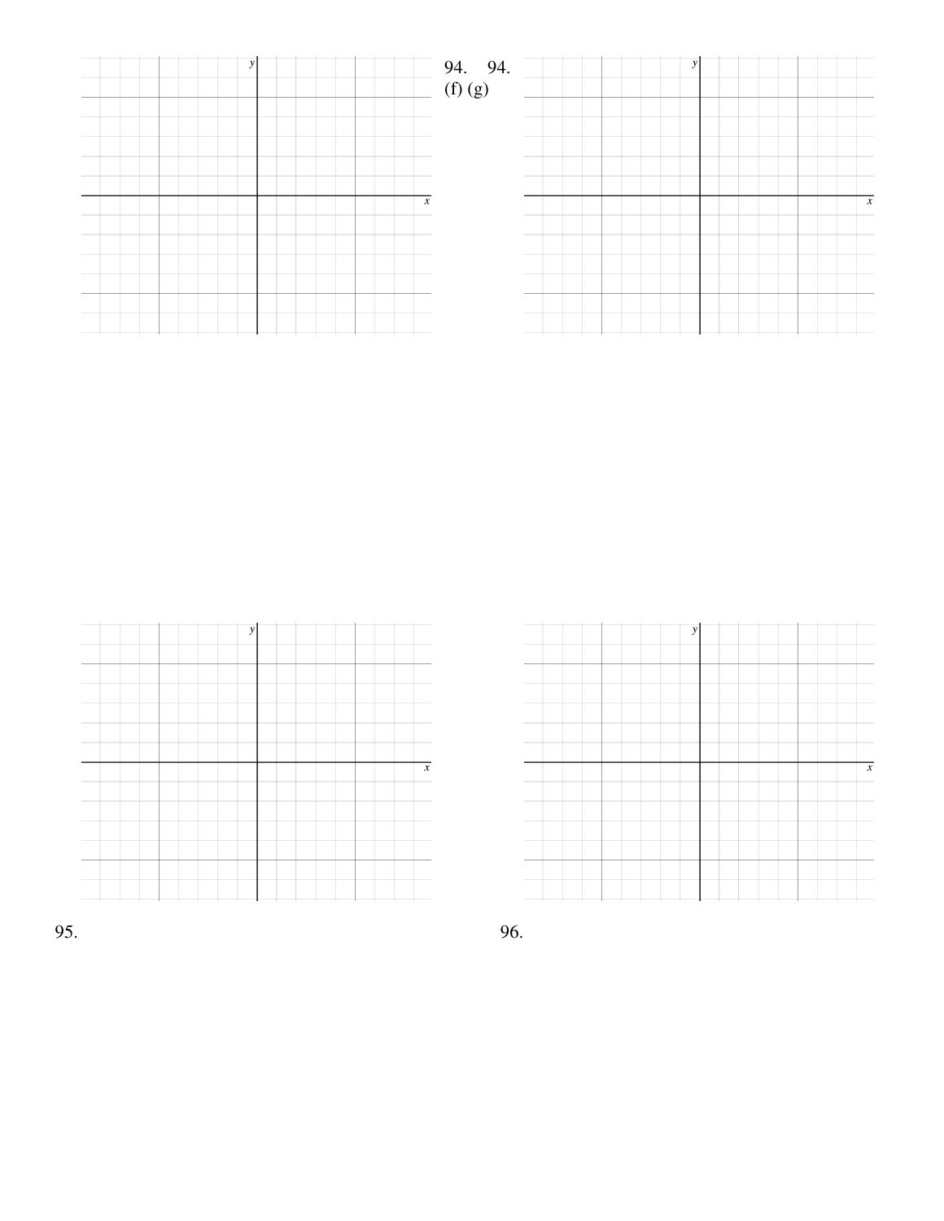94. (f)

94. (g)

95.

96.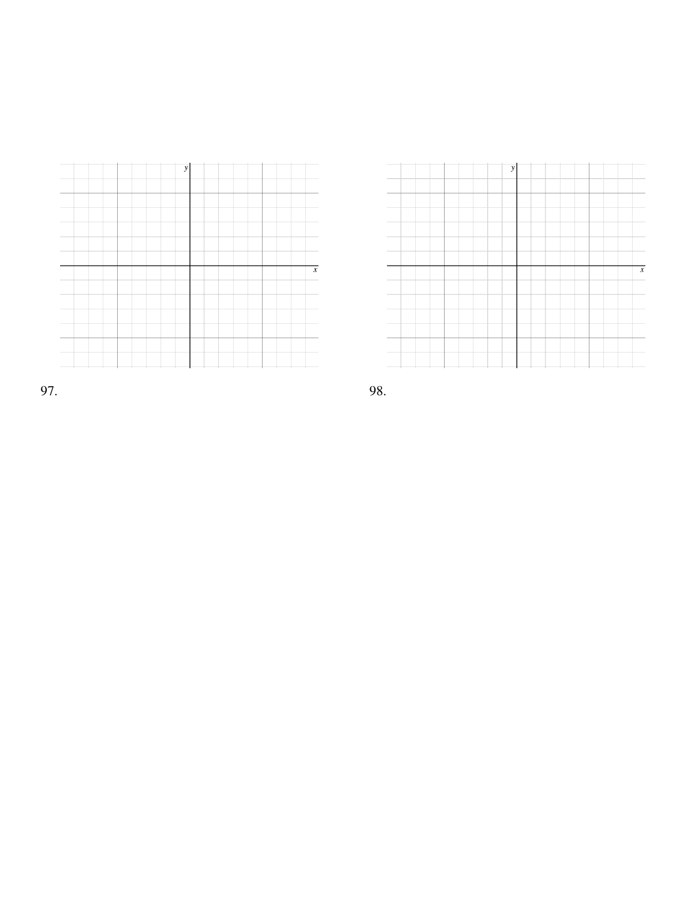y

x

97.

y

x

98.